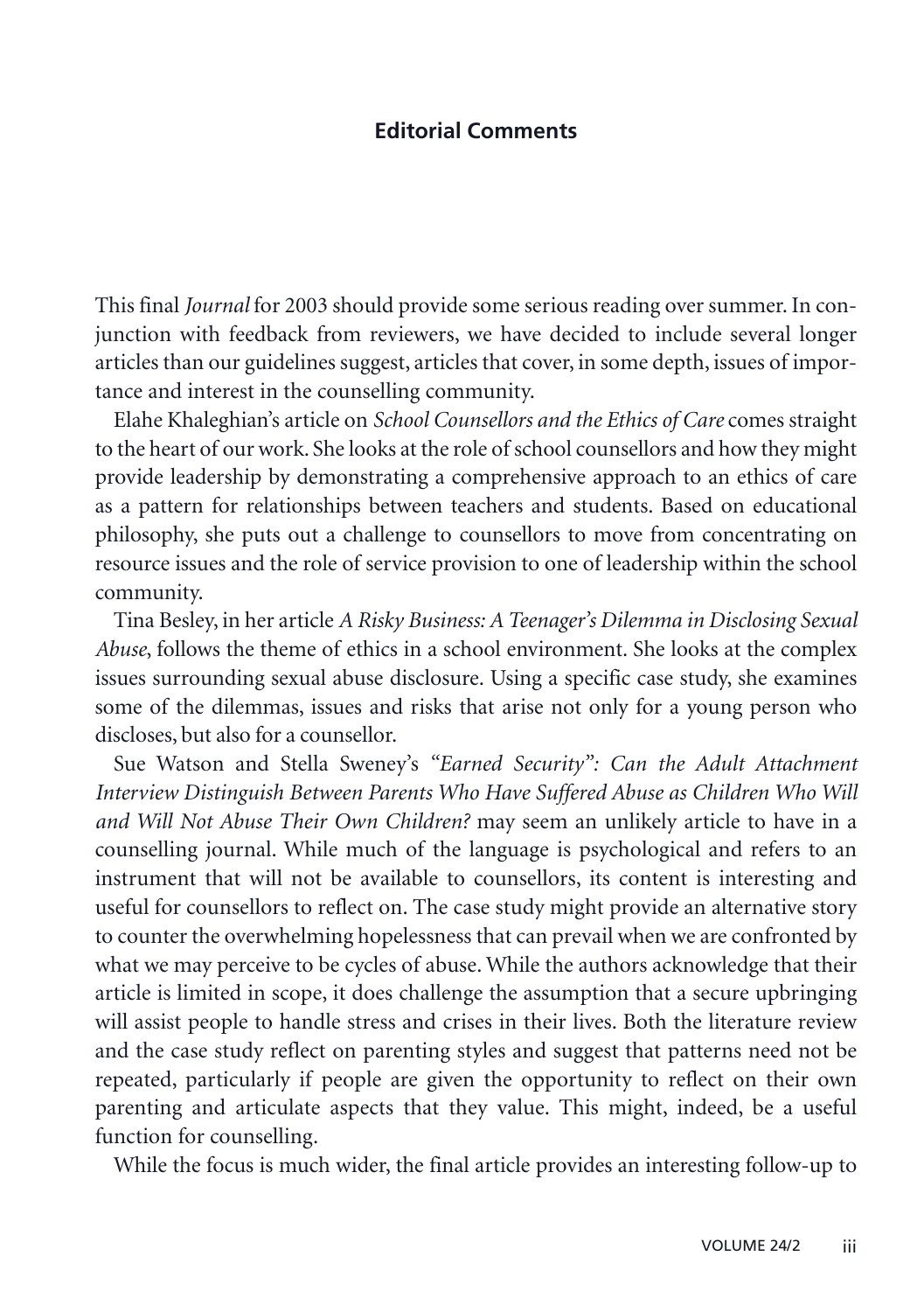## Editorial Comments

This final *Journal* for 2003 should provide some serious reading over summer. In conjunction with feedback from reviewers, we have decided to include several longer articles than our guidelines suggest, articles that cover, in some depth, issues of importance and interest in the counselling community.

Elahe Khaleghian's article on *School Counsellors and the Ethics of Care* comes straight to the heart of our work. She looks at the role of school counsellors and how they might provide leadership by demonstrating a comprehensive approach to an ethics of care as a pattern for relationships between teachers and students. Based on educational philosophy, she puts out a challenge to counsellors to move from concentrating on resource issues and the role of service provision to one of leadership within the school community.

Tina Besley, in her article *A Risky Business: A Teenager's Dilemma in Disclosing Sexual Abuse*, follows the theme of ethics in a school environment. She looks at the complex issues surrounding sexual abuse disclosure. Using a specific case study, she examines some of the dilemmas, issues and risks that arise not only for a young person who discloses, but also for a counsellor.

Sue Watson and Stella Sweney's *"Earned Security": Can the Adult Attachment Interview Distinguish Between Parents Who Have Suffered Abuse as Children Who Will and Will Not Abuse Their Own Children?* may seem an unlikely article to have in a counselling journal. While much of the language is psychological and refers to an instrument that will not be available to counsellors, its content is interesting and useful for counsellors to reflect on. The case study might provide an alternative story to counter the overwhelming hopelessness that can prevail when we are confronted by what we may perceive to be cycles of abuse. While the authors acknowledge that their article is limited in scope, it does challenge the assumption that a secure upbringing will assist people to handle stress and crises in their lives. Both the literature review and the case study reflect on parenting styles and suggest that patterns need not be repeated, particularly if people are given the opportunity to reflect on their own parenting and articulate aspects that they value. This might, indeed, be a useful function for counselling.

While the focus is much wider, the final article provides an interesting follow-up to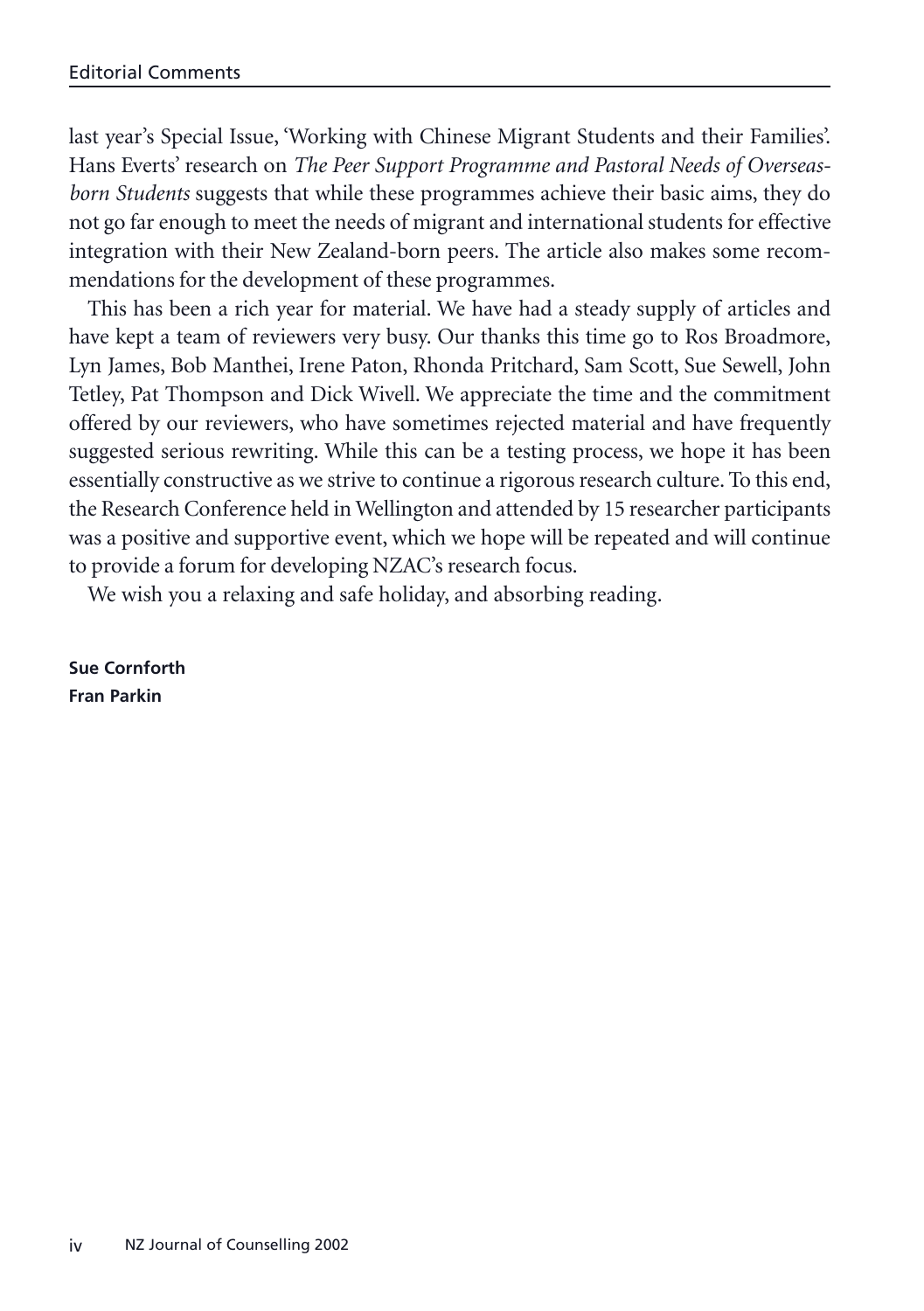last year's Special Issue, 'Working with Chinese Migrant Students and their Families'. Hans Everts' research on *The Peer Support Programme and Pastoral Needs of Overseas-born Students* suggests that while these programmes achieve their basic aims, they do not go far enough to meet the needs of migrant and international students for effective integration with their New Zealand-born peers. The article also makes some recommendations for the development of these programmes.

This has been a rich year for material. We have had a steady supply of articles and have kept a team of reviewers very busy. Our thanks this time go to Ros Broadmore, Lyn James, Bob Manthei, Irene Paton, Rhonda Pritchard, Sam Scott, Sue Sewell, John Tetley, Pat Thompson and Dick Wivell. We appreciate the time and the commitment offered by our reviewers, who have sometimes rejected material and have frequently suggested serious rewriting. While this can be a testing process, we hope it has been essentially constructive as we strive to continue a rigorous research culture. To this end, the Research Conference held in Wellington and attended by 15 researcher participants was a positive and supportive event, which we hope will be repeated and will continue to provide a forum for developing NZAC's research focus.

We wish you a relaxing and safe holiday, and absorbing reading.

**Sue Cornforth**
**Fran Parkin**